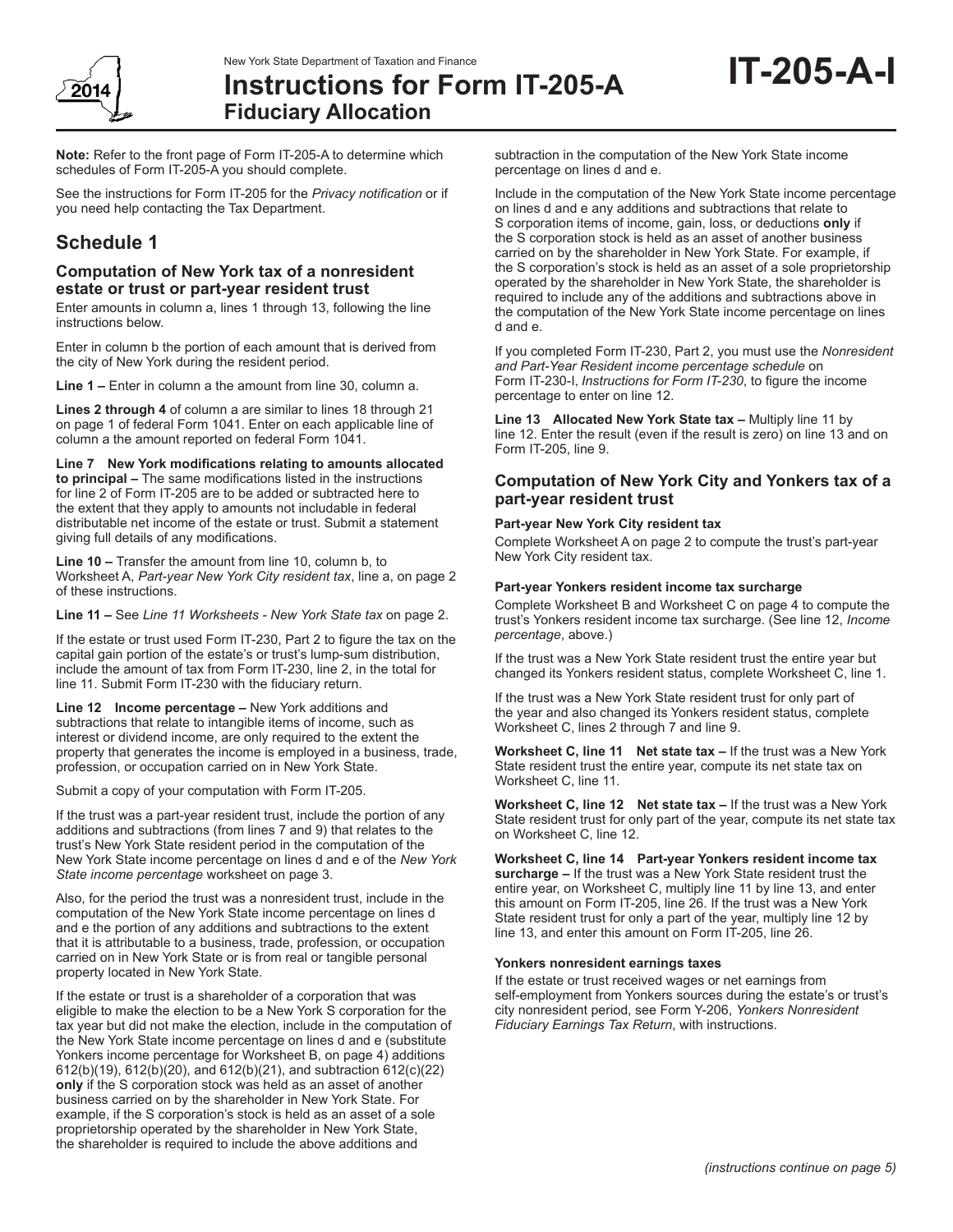New York State Department of Taxation and Finance

# Instructions for Form IT-205-A Fiduciary Allocation

**IT-205-A-I**

2014

**Note:** Refer to the front page of Form IT-205-A to determine which schedules of Form IT-205-A you should complete.

See the instructions for Form IT-205 for the *Privacy notification* or if you need help contacting the Tax Department.

## Schedule 1

### Computation of New York tax of a nonresident estate or trust or part-year resident trust

Enter amounts in column a, lines 1 through 13, following the line instructions below.

Enter in column b the portion of each amount that is derived from the city of New York during the resident period.

**Line 1 –** Enter in column a the amount from line 30, column a.

**Lines 2 through 4** of column a are similar to lines 18 through 21 on page 1 of federal Form 1041. Enter on each applicable line of column a the amount reported on federal Form 1041.

**Line 7 New York modifications relating to amounts allocated to principal –** The same modifications listed in the instructions for line 2 of Form IT-205 are to be added or subtracted here to the extent that they apply to amounts not includable in federal distributable net income of the estate or trust. Submit a statement giving full details of any modifications.

**Line 10 –** Transfer the amount from line 10, column b, to Worksheet A, *Part-year New York City resident tax*, line a, on page 2 of these instructions.

**Line 11 –** See *Line 11 Worksheets - New York State tax* on page 2.

If the estate or trust used Form IT-230, Part 2 to figure the tax on the capital gain portion of the estate's or trust's lump-sum distribution, include the amount of tax from Form IT-230, line 2, in the total for line 11. Submit Form IT-230 with the fiduciary return.

**Line 12 Income percentage –** New York additions and subtractions that relate to intangible items of income, such as interest or dividend income, are only required to the extent the property that generates the income is employed in a business, trade, profession, or occupation carried on in New York State.

Submit a copy of your computation with Form IT-205.

If the trust was a part-year resident trust, include the portion of any additions and subtractions (from lines 7 and 9) that relates to the trust's New York State resident period in the computation of the New York State income percentage on lines d and e of the *New York State income percentage* worksheet on page 3.

Also, for the period the trust was a nonresident trust, include in the computation of the New York State income percentage on lines d and e the portion of any additions and subtractions to the extent that it is attributable to a business, trade, profession, or occupation carried on in New York State or is from real or tangible personal property located in New York State.

If the estate or trust is a shareholder of a corporation that was eligible to make the election to be a New York S corporation for the tax year but did not make the election, include in the computation of the New York State income percentage on lines d and e (substitute Yonkers income percentage for Worksheet B, on page 4) additions 612(b)(19), 612(b)(20), and 612(b)(21), and subtraction 612(c)(22) **only** if the S corporation stock was held as an asset of another business carried on by the shareholder in New York State. For example, if the S corporation's stock is held as an asset of a sole proprietorship operated by the shareholder in New York State, the shareholder is required to include the above additions and subtraction in the computation of the New York State income percentage on lines d and e.

Include in the computation of the New York State income percentage on lines d and e any additions and subtractions that relate to S corporation items of income, gain, loss, or deductions **only** if the S corporation stock is held as an asset of another business carried on by the shareholder in New York State. For example, if the S corporation's stock is held as an asset of a sole proprietorship operated by the shareholder in New York State, the shareholder is required to include any of the additions and subtractions above in the computation of the New York State income percentage on lines d and e.

If you completed Form IT-230, Part 2, you must use the *Nonresident and Part-Year Resident income percentage schedule* on Form IT-230-I, *Instructions for Form IT-230*, to figure the income percentage to enter on line 12.

**Line 13 Allocated New York State tax –** Multiply line 11 by line 12. Enter the result (even if the result is zero) on line 13 and on Form IT-205, line 9.

### Computation of New York City and Yonkers tax of a part-year resident trust

**Part-year New York City resident tax**

Complete Worksheet A on page 2 to compute the trust's part-year New York City resident tax.

**Part-year Yonkers resident income tax surcharge**

Complete Worksheet B and Worksheet C on page 4 to compute the trust's Yonkers resident income tax surcharge. (See line 12, *Income percentage*, above.)

If the trust was a New York State resident trust the entire year but changed its Yonkers resident status, complete Worksheet C, line 1.

If the trust was a New York State resident trust for only part of the year and also changed its Yonkers resident status, complete Worksheet C, lines 2 through 7 and line 9.

**Worksheet C, line 11 Net state tax –** If the trust was a New York State resident trust the entire year, compute its net state tax on Worksheet C, line 11.

**Worksheet C, line 12 Net state tax –** If the trust was a New York State resident trust for only part of the year, compute its net state tax on Worksheet C, line 12.

**Worksheet C, line 14 Part-year Yonkers resident income tax surcharge –** If the trust was a New York State resident trust the entire year, on Worksheet C, multiply line 11 by line 13, and enter this amount on Form IT-205, line 26. If the trust was a New York State resident trust for only a part of the year, multiply line 12 by line 13, and enter this amount on Form IT-205, line 26.

**Yonkers nonresident earnings taxes**

If the estate or trust received wages or net earnings from self-employment from Yonkers sources during the estate's or trust's city nonresident period, see Form Y-206, *Yonkers Nonresident Fiduciary Earnings Tax Return*, with instructions.

*(instructions continue on page 5)*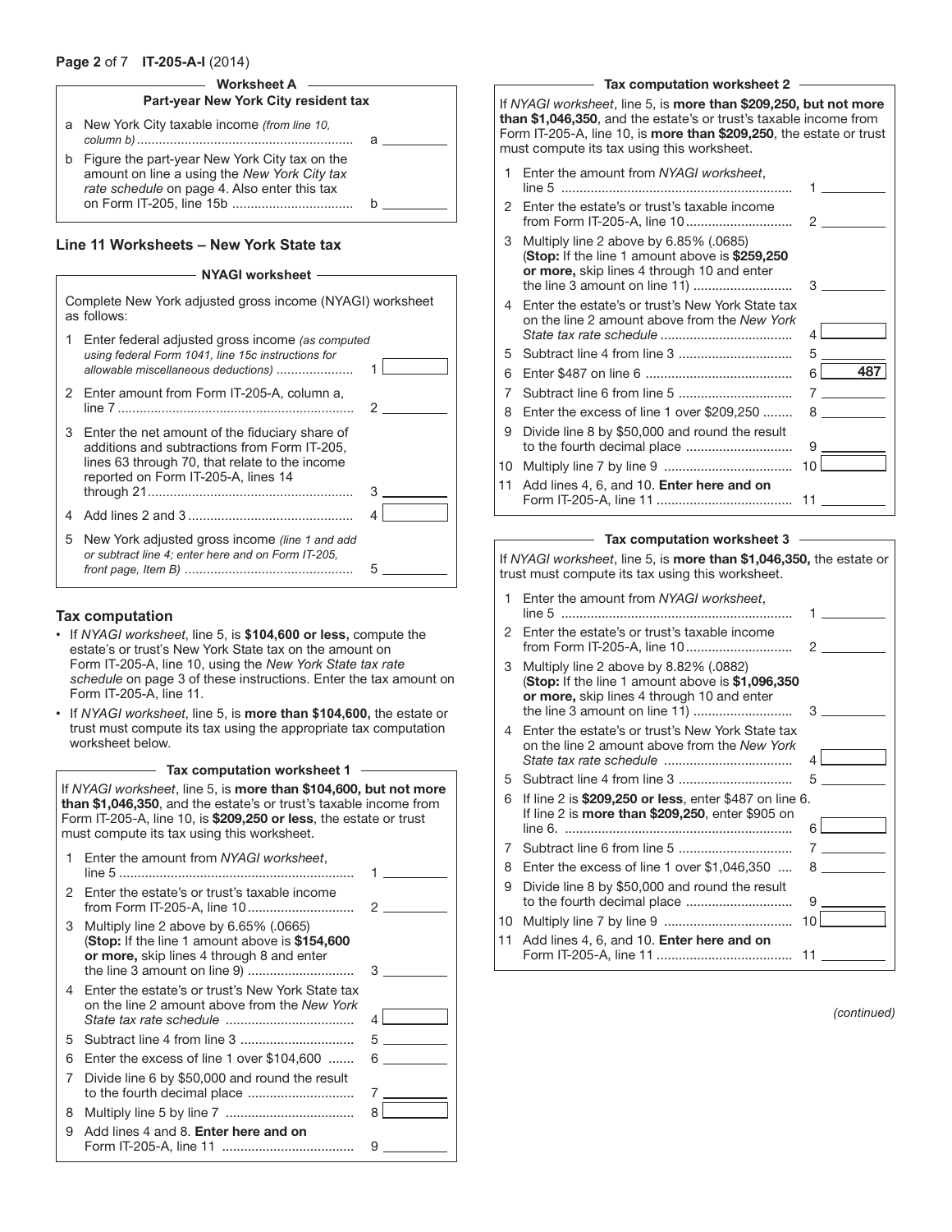## Worksheet A

### Part-year New York City resident tax

a New York City taxable income *(from line 10, column b)* .......... a ______

b Figure the part-year New York City tax on the amount on line a using the *New York City tax rate schedule* on page 4. Also enter this tax on Form IT-205, line 15b .......... b ______

## Line 11 Worksheets – New York State tax

### NYAGI worksheet

Complete New York adjusted gross income (NYAGI) worksheet as follows:

1 Enter federal adjusted gross income *(as computed using federal Form 1041, line 15c instructions for allowable miscellaneous deductions)* .......... 1 ______

2 Enter amount from Form IT-205-A, column a, line 7 .......... 2 ______

3 Enter the net amount of the fiduciary share of additions and subtractions from Form IT-205, lines 63 through 70, that relate to the income reported on Form IT-205-A, lines 14 through 21 .......... 3 ______

4 Add lines 2 and 3 .......... 4 ______

5 New York adjusted gross income *(line 1 and add or subtract line 4; enter here and on Form IT-205, front page, Item B)* .......... 5 ______

### Tax computation

- If *NYAGI worksheet*, line 5, is **$104,600 or less,** compute the estate's or trust's New York State tax on the amount on Form IT-205-A, line 10, using the *New York State tax rate schedule* on page 3 of these instructions. Enter the tax amount on Form IT-205-A, line 11.
- If *NYAGI worksheet*, line 5, is **more than $104,600,** the estate or trust must compute its tax using the appropriate tax computation worksheet below.

### Tax computation worksheet 1

If *NYAGI worksheet*, line 5, is **more than $104,600, but not more than $1,046,350**, and the estate's or trust's taxable income from Form IT-205-A, line 10, is **$209,250 or less**, the estate or trust must compute its tax using this worksheet.

1 Enter the amount from *NYAGI worksheet*, line 5 .......... 1 ______

2 Enter the estate's or trust's taxable income from Form IT-205-A, line 10 .......... 2 ______

3 Multiply line 2 above by 6.65% (.0665) (**Stop:** If the line 1 amount above is **$154,600 or more,** skip lines 4 through 8 and enter the line 3 amount on line 9) .......... 3 ______

4 Enter the estate's or trust's New York State tax on the line 2 amount above from the *New York State tax rate schedule* .......... 4 ______

5 Subtract line 4 from line 3 .......... 5 ______

6 Enter the excess of line 1 over $104,600 .......... 6 ______

7 Divide line 6 by $50,000 and round the result to the fourth decimal place .......... 7 ______

8 Multiply line 5 by line 7 .......... 8 ______

9 Add lines 4 and 8. **Enter here and on** Form IT-205-A, line 11 .......... 9 ______

### Tax computation worksheet 2

If *NYAGI worksheet*, line 5, is **more than $209,250, but not more than $1,046,350**, and the estate's or trust's taxable income from Form IT-205-A, line 10, is **more than $209,250**, the estate or trust must compute its tax using this worksheet.

1 Enter the amount from *NYAGI worksheet*, line 5 .......... 1 ______

2 Enter the estate's or trust's taxable income from Form IT-205-A, line 10 .......... 2 ______

3 Multiply line 2 above by 6.85% (.0685) (**Stop:** If the line 1 amount above is **$259,250 or more,** skip lines 4 through 10 and enter the line 3 amount on line 11) .......... 3 ______

4 Enter the estate's or trust's New York State tax on the line 2 amount above from the *New York State tax rate schedule* .......... 4 ______

5 Subtract line 4 from line 3 .......... 5 ______

6 Enter $487 on line 6 .......... 6 **487**

7 Subtract line 6 from line 5 .......... 7 ______

8 Enter the excess of line 1 over $209,250 .......... 8 ______

9 Divide line 8 by $50,000 and round the result to the fourth decimal place .......... 9 ______

10 Multiply line 7 by line 9 .......... 10 ______

11 Add lines 4, 6, and 10. **Enter here and on** Form IT-205-A, line 11 .......... 11 ______

### Tax computation worksheet 3

If *NYAGI worksheet*, line 5, is **more than $1,046,350,** the estate or trust must compute its tax using this worksheet.

1 Enter the amount from *NYAGI worksheet*, line 5 .......... 1 ______

2 Enter the estate's or trust's taxable income from Form IT-205-A, line 10 .......... 2 ______

3 Multiply line 2 above by 8.82% (.0882) (**Stop:** If the line 1 amount above is **$1,096,350 or more,** skip lines 4 through 10 and enter the line 3 amount on line 11) .......... 3 ______

4 Enter the estate's or trust's New York State tax on the line 2 amount above from the *New York State tax rate schedule* .......... 4 ______

5 Subtract line 4 from line 3 .......... 5 ______

6 If line 2 is **$209,250 or less**, enter $487 on line 6. If line 2 is **more than $209,250**, enter $905 on line 6. .......... 6 ______

7 Subtract line 6 from line 5 .......... 7 ______

8 Enter the excess of line 1 over $1,046,350 .......... 8 ______

9 Divide line 8 by $50,000 and round the result to the fourth decimal place .......... 9 ______

10 Multiply line 7 by line 9 .......... 10 ______

11 Add lines 4, 6, and 10. **Enter here and on** Form IT-205-A, line 11 .......... 11 ______

*(continued)*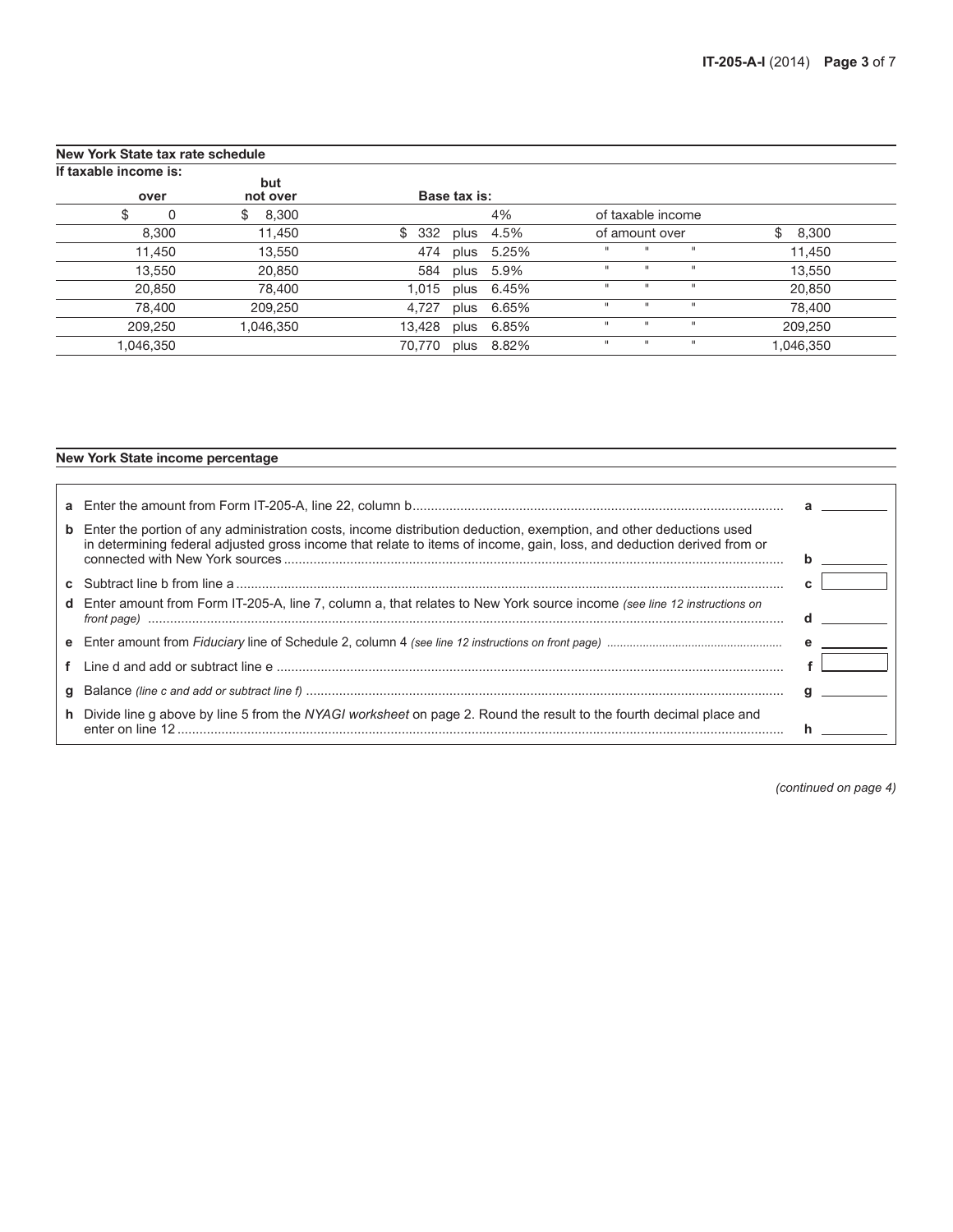## New York State tax rate schedule

| If taxable income is: over | but not over | Base tax is: | | | | |
|---|---|---|---|---|---|---|
| $ 0 | $ 8,300 | | | 4% | of taxable income | |
| 8,300 | 11,450 | $ 332 | plus | 4.5% | of amount over | $ 8,300 |
| 11,450 | 13,550 | 474 | plus | 5.25% | " " " | 11,450 |
| 13,550 | 20,850 | 584 | plus | 5.9% | " " " | 13,550 |
| 20,850 | 78,400 | 1,015 | plus | 6.45% | " " " | 20,850 |
| 78,400 | 209,250 | 4,727 | plus | 6.65% | " " " | 78,400 |
| 209,250 | 1,046,350 | 13,428 | plus | 6.85% | " " " | 209,250 |
| 1,046,350 | | 70,770 | plus | 8.82% | " " " | 1,046,350 |

## New York State income percentage

| | | | |
|---|---|---|---|
| **a** | Enter the amount from Form IT-205-A, line 22, column b | **a** | |
| **b** | Enter the portion of any administration costs, income distribution deduction, exemption, and other deductions used in determining federal adjusted gross income that relate to items of income, gain, loss, and deduction derived from or connected with New York sources | **b** | |
| **c** | Subtract line b from line a | **c** | |
| **d** | Enter amount from Form IT-205-A, line 7, column a, that relates to New York source income *(see line 12 instructions on front page)* | **d** | |
| **e** | Enter amount from *Fiduciary* line of Schedule 2, column 4 *(see line 12 instructions on front page)* | **e** | |
| **f** | Line d and add or subtract line e | **f** | |
| **g** | Balance *(line c and add or subtract line f)* | **g** | |
| **h** | Divide line g above by line 5 from the *NYAGI worksheet* on page 2. Round the result to the fourth decimal place and enter on line 12 | **h** | |

*(continued on page 4)*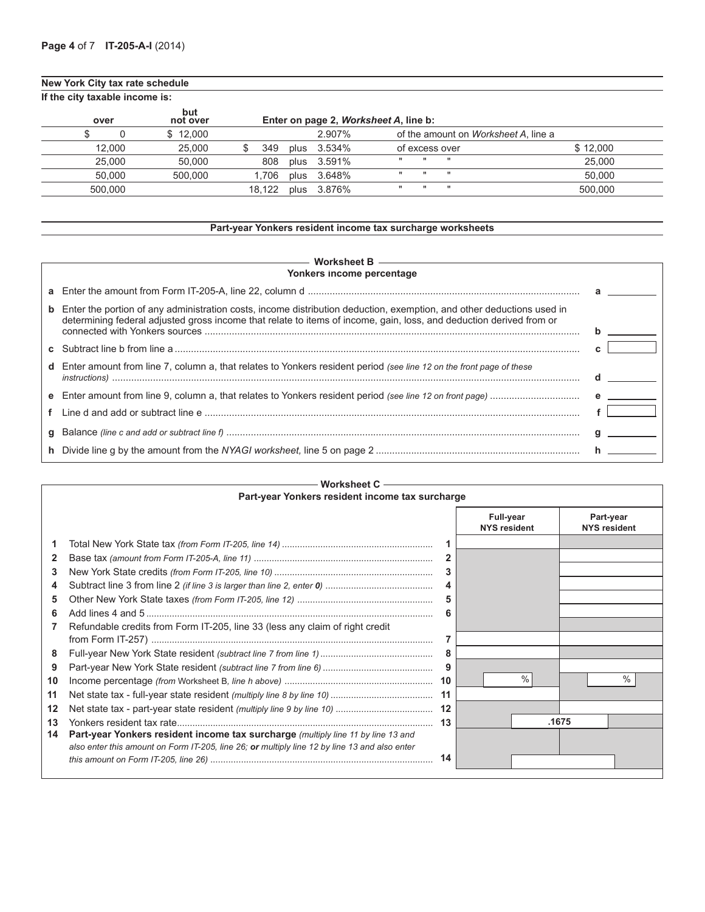## New York City tax rate schedule

**If the city taxable income is:**

| over | but not over | Enter on page 2, *Worksheet A*, line b: | | | | |
|---|---|---|---|---|---|---|
| $ 0 | $ 12,000 | | | 2.907% | of the amount on *Worksheet A*, line a | |
| 12,000 | 25,000 | $ 349 | plus | 3.534% | of excess over | $ 12,000 |
| 25,000 | 50,000 | 808 | plus | 3.591% | " " " | 25,000 |
| 50,000 | 500,000 | 1,706 | plus | 3.648% | " " " | 50,000 |
| 500,000 | | 18,122 | plus | 3.876% | " " " | 500,000 |

## Part-year Yonkers resident income tax surcharge worksheets

### Worksheet B
**Yonkers income percentage**

| | | | |
|---|---|---|---|
| **a** | Enter the amount from Form IT-205-A, line 22, column d | a | |
| **b** | Enter the portion of any administration costs, income distribution deduction, exemption, and other deductions used in determining federal adjusted gross income that relate to items of income, gain, loss, and deduction derived from or connected with Yonkers sources | b | |
| **c** | Subtract line b from line a | c | |
| **d** | Enter amount from line 7, column a, that relates to Yonkers resident period *(see line 12 on the front page of these instructions)* | d | |
| **e** | Enter amount from line 9, column a, that relates to Yonkers resident period *(see line 12 on front page)* | e | |
| **f** | Line d and add or subtract line e | f | |
| **g** | Balance *(line c and add or subtract line f)* | g | |
| **h** | Divide line g by the amount from the *NYAGI worksheet,* line 5 on page 2 | h | |

### Worksheet C
**Part-year Yonkers resident income tax surcharge**

| | | | Full-year NYS resident | Part-year NYS resident |
|---|---|---|---|---|
| 1 | Total New York State tax *(from Form IT-205, line 14)* | 1 | | |
| 2 | Base tax *(amount from Form IT-205-A, line 11)* | 2 | | |
| 3 | New York State credits *(from Form IT-205, line 10)* | 3 | | |
| 4 | Subtract line 3 from line 2 *(if line 3 is larger than line 2, enter* ***0****)* | 4 | | |
| 5 | Other New York State taxes *(from Form IT-205, line 12)* | 5 | | |
| 6 | Add lines 4 and 5 | 6 | | |
| 7 | Refundable credits from Form IT-205, line 33 (less any claim of right credit from Form IT-257) | 7 | | |
| 8 | Full-year New York State resident *(subtract line 7 from line 1)* | 8 | | |
| 9 | Part-year New York State resident *(subtract line 7 from line 6)* | 9 | | |
| 10 | Income percentage *(from Worksheet B, line h above)* | 10 | % | % |
| 11 | Net state tax - full-year state resident *(multiply line 8 by line 10)* | 11 | | |
| 12 | Net state tax - part-year state resident *(multiply line 9 by line 10)* | 12 | | |
| 13 | Yonkers resident tax rate | 13 | .1675 | |
| 14 | **Part-year Yonkers resident income tax surcharge** *(multiply line 11 by line 13 and also enter this amount on Form IT-205, line 26;* ***or*** *multiply line 12 by line 13 and also enter this amount on Form IT-205, line 26)* | 14 | | |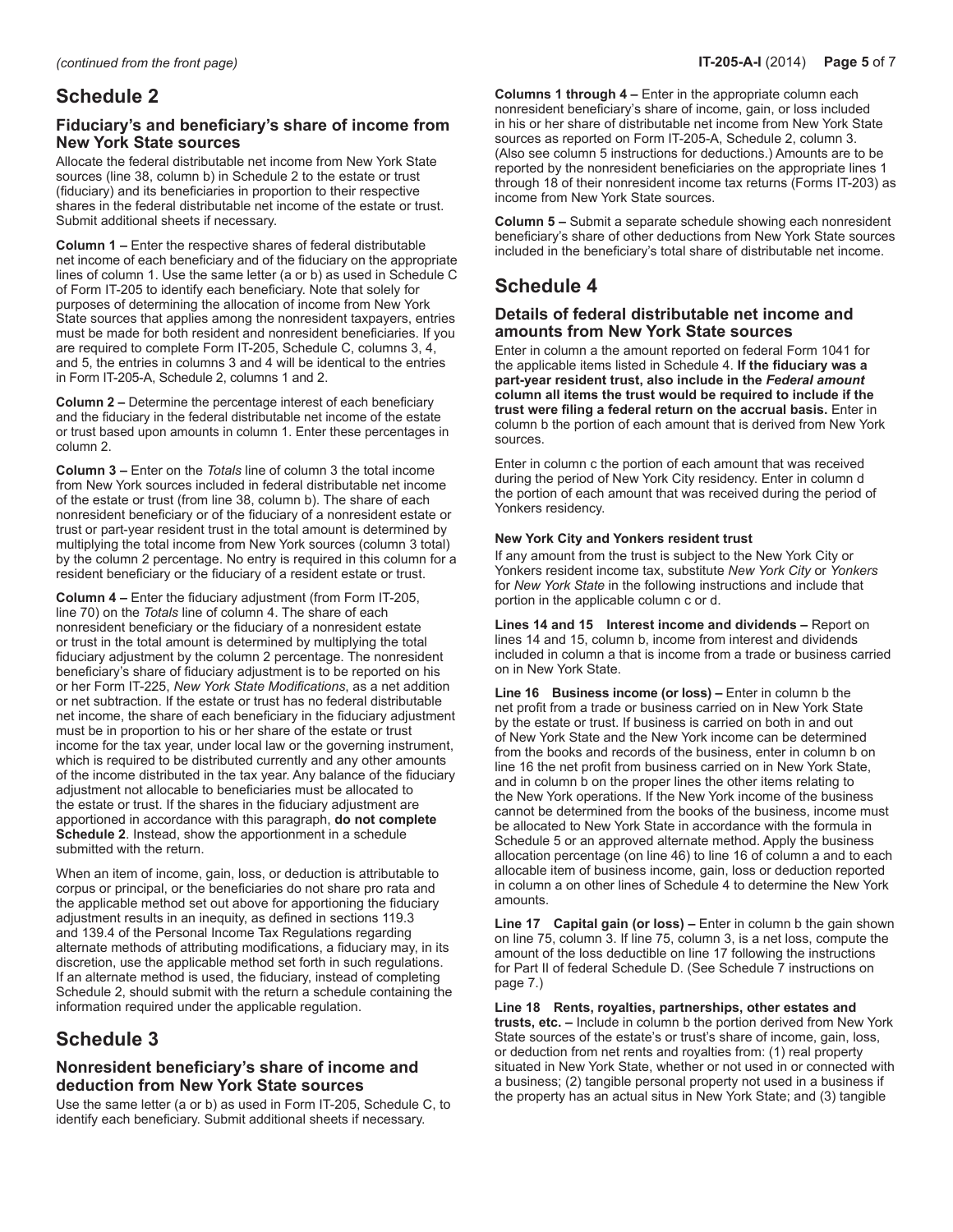*(continued from the front page)*

## Schedule 2

### Fiduciary's and beneficiary's share of income from New York State sources

Allocate the federal distributable net income from New York State sources (line 38, column b) in Schedule 2 to the estate or trust (fiduciary) and its beneficiaries in proportion to their respective shares in the federal distributable net income of the estate or trust. Submit additional sheets if necessary.

**Column 1 –** Enter the respective shares of federal distributable net income of each beneficiary and of the fiduciary on the appropriate lines of column 1. Use the same letter (a or b) as used in Schedule C of Form IT-205 to identify each beneficiary. Note that solely for purposes of determining the allocation of income from New York State sources that applies among the nonresident taxpayers, entries must be made for both resident and nonresident beneficiaries. If you are required to complete Form IT-205, Schedule C, columns 3, 4, and 5, the entries in columns 3 and 4 will be identical to the entries in Form IT-205-A, Schedule 2, columns 1 and 2.

**Column 2 –** Determine the percentage interest of each beneficiary and the fiduciary in the federal distributable net income of the estate or trust based upon amounts in column 1. Enter these percentages in column 2.

**Column 3 –** Enter on the *Totals* line of column 3 the total income from New York sources included in federal distributable net income of the estate or trust (from line 38, column b). The share of each nonresident beneficiary or of the fiduciary of a nonresident estate or trust or part-year resident trust in the total amount is determined by multiplying the total income from New York sources (column 3 total) by the column 2 percentage. No entry is required in this column for a resident beneficiary or the fiduciary of a resident estate or trust.

**Column 4 –** Enter the fiduciary adjustment (from Form IT-205, line 70) on the *Totals* line of column 4. The share of each nonresident beneficiary or the fiduciary of a nonresident estate or trust in the total amount is determined by multiplying the total fiduciary adjustment by the column 2 percentage. The nonresident beneficiary's share of fiduciary adjustment is to be reported on his or her Form IT-225, *New York State Modifications*, as a net addition or net subtraction. If the estate or trust has no federal distributable net income, the share of each beneficiary in the fiduciary adjustment must be in proportion to his or her share of the estate or trust income for the tax year, under local law or the governing instrument, which is required to be distributed currently and any other amounts of the income distributed in the tax year. Any balance of the fiduciary adjustment not allocable to beneficiaries must be allocated to the estate or trust. If the shares in the fiduciary adjustment are apportioned in accordance with this paragraph, **do not complete Schedule 2**. Instead, show the apportionment in a schedule submitted with the return.

When an item of income, gain, loss, or deduction is attributable to corpus or principal, or the beneficiaries do not share pro rata and the applicable method set out above for apportioning the fiduciary adjustment results in an inequity, as defined in sections 119.3 and 139.4 of the Personal Income Tax Regulations regarding alternate methods of attributing modifications, a fiduciary may, in its discretion, use the applicable method set forth in such regulations. If an alternate method is used, the fiduciary, instead of completing Schedule 2, should submit with the return a schedule containing the information required under the applicable regulation.

## Schedule 3

### Nonresident beneficiary's share of income and deduction from New York State sources

Use the same letter (a or b) as used in Form IT-205, Schedule C, to identify each beneficiary. Submit additional sheets if necessary.

**Columns 1 through 4 –** Enter in the appropriate column each nonresident beneficiary's share of income, gain, or loss included in his or her share of distributable net income from New York State sources as reported on Form IT-205-A, Schedule 2, column 3. (Also see column 5 instructions for deductions.) Amounts are to be reported by the nonresident beneficiaries on the appropriate lines 1 through 18 of their nonresident income tax returns (Forms IT-203) as income from New York State sources.

**Column 5 –** Submit a separate schedule showing each nonresident beneficiary's share of other deductions from New York State sources included in the beneficiary's total share of distributable net income.

## Schedule 4

### Details of federal distributable net income and amounts from New York State sources

Enter in column a the amount reported on federal Form 1041 for the applicable items listed in Schedule 4. **If the fiduciary was a part-year resident trust, also include in the *Federal amount* column all items the trust would be required to include if the trust were filing a federal return on the accrual basis.** Enter in column b the portion of each amount that is derived from New York sources.

Enter in column c the portion of each amount that was received during the period of New York City residency. Enter in column d the portion of each amount that was received during the period of Yonkers residency.

**New York City and Yonkers resident trust**

If any amount from the trust is subject to the New York City or Yonkers resident income tax, substitute *New York City* or *Yonkers* for *New York State* in the following instructions and include that portion in the applicable column c or d.

**Lines 14 and 15 Interest income and dividends –** Report on lines 14 and 15, column b, income from interest and dividends included in column a that is income from a trade or business carried on in New York State.

**Line 16 Business income (or loss) –** Enter in column b the net profit from a trade or business carried on in New York State by the estate or trust. If business is carried on both in and out of New York State and the New York income can be determined from the books and records of the business, enter in column b on line 16 the net profit from business carried on in New York State, and in column b on the proper lines the other items relating to the New York operations. If the New York income of the business cannot be determined from the books of the business, income must be allocated to New York State in accordance with the formula in Schedule 5 or an approved alternate method. Apply the business allocation percentage (on line 46) to line 16 of column a and to each allocable item of business income, gain, loss or deduction reported in column a on other lines of Schedule 4 to determine the New York amounts.

**Line 17 Capital gain (or loss) –** Enter in column b the gain shown on line 75, column 3. If line 75, column 3, is a net loss, compute the amount of the loss deductible on line 17 following the instructions for Part II of federal Schedule D. (See Schedule 7 instructions on page 7.)

**Line 18 Rents, royalties, partnerships, other estates and trusts, etc. –** Include in column b the portion derived from New York State sources of the estate's or trust's share of income, gain, loss, or deduction from net rents and royalties from: (1) real property situated in New York State, whether or not used in or connected with a business; (2) tangible personal property not used in a business if the property has an actual situs in New York State; and (3) tangible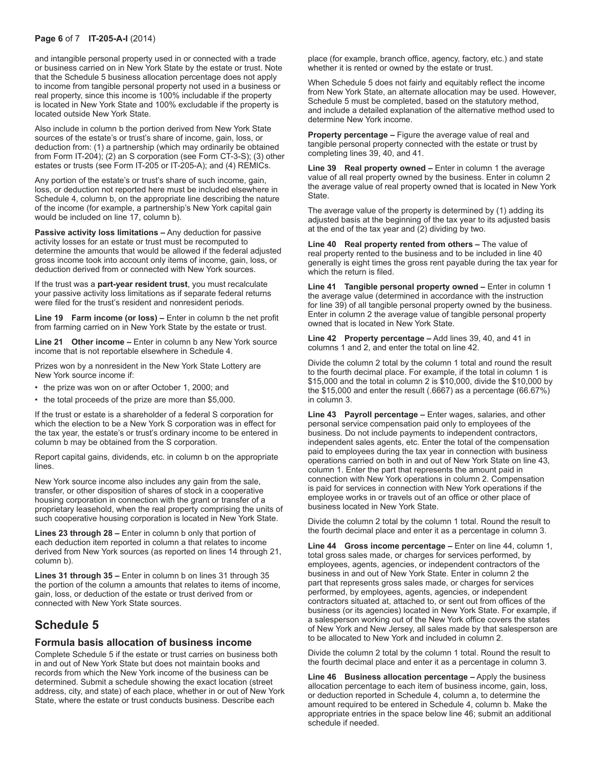and intangible personal property used in or connected with a trade or business carried on in New York State by the estate or trust. Note that the Schedule 5 business allocation percentage does not apply to income from tangible personal property not used in a business or real property, since this income is 100% includable if the property is located in New York State and 100% excludable if the property is located outside New York State.

Also include in column b the portion derived from New York State sources of the estate's or trust's share of income, gain, loss, or deduction from: (1) a partnership (which may ordinarily be obtained from Form IT-204); (2) an S corporation (see Form CT-3-S); (3) other estates or trusts (see Form IT-205 or IT-205-A); and (4) REMICs.

Any portion of the estate's or trust's share of such income, gain, loss, or deduction not reported here must be included elsewhere in Schedule 4, column b, on the appropriate line describing the nature of the income (for example, a partnership's New York capital gain would be included on line 17, column b).

**Passive activity loss limitations –** Any deduction for passive activity losses for an estate or trust must be recomputed to determine the amounts that would be allowed if the federal adjusted gross income took into account only items of income, gain, loss, or deduction derived from or connected with New York sources.

If the trust was a **part-year resident trust**, you must recalculate your passive activity loss limitations as if separate federal returns were filed for the trust's resident and nonresident periods.

**Line 19 Farm income (or loss) –** Enter in column b the net profit from farming carried on in New York State by the estate or trust.

**Line 21 Other income –** Enter in column b any New York source income that is not reportable elsewhere in Schedule 4.

Prizes won by a nonresident in the New York State Lottery are New York source income if:

- the prize was won on or after October 1, 2000; and
- the total proceeds of the prize are more than $5,000.

If the trust or estate is a shareholder of a federal S corporation for which the election to be a New York S corporation was in effect for the tax year, the estate's or trust's ordinary income to be entered in column b may be obtained from the S corporation.

Report capital gains, dividends, etc. in column b on the appropriate lines.

New York source income also includes any gain from the sale, transfer, or other disposition of shares of stock in a cooperative housing corporation in connection with the grant or transfer of a proprietary leasehold, when the real property comprising the units of such cooperative housing corporation is located in New York State.

**Lines 23 through 28 –** Enter in column b only that portion of each deduction item reported in column a that relates to income derived from New York sources (as reported on lines 14 through 21, column b).

**Lines 31 through 35 –** Enter in column b on lines 31 through 35 the portion of the column a amounts that relates to items of income, gain, loss, or deduction of the estate or trust derived from or connected with New York State sources.

## Schedule 5

### Formula basis allocation of business income

Complete Schedule 5 if the estate or trust carries on business both in and out of New York State but does not maintain books and records from which the New York income of the business can be determined. Submit a schedule showing the exact location (street address, city, and state) of each place, whether in or out of New York State, where the estate or trust conducts business. Describe each place (for example, branch office, agency, factory, etc.) and state whether it is rented or owned by the estate or trust.

When Schedule 5 does not fairly and equitably reflect the income from New York State, an alternate allocation may be used. However, Schedule 5 must be completed, based on the statutory method, and include a detailed explanation of the alternative method used to determine New York income.

**Property percentage –** Figure the average value of real and tangible personal property connected with the estate or trust by completing lines 39, 40, and 41.

**Line 39 Real property owned –** Enter in column 1 the average value of all real property owned by the business. Enter in column 2 the average value of real property owned that is located in New York State.

The average value of the property is determined by (1) adding its adjusted basis at the beginning of the tax year to its adjusted basis at the end of the tax year and (2) dividing by two.

**Line 40 Real property rented from others –** The value of real property rented to the business and to be included in line 40 generally is eight times the gross rent payable during the tax year for which the return is filed.

**Line 41 Tangible personal property owned –** Enter in column 1 the average value (determined in accordance with the instruction for line 39) of all tangible personal property owned by the business. Enter in column 2 the average value of tangible personal property owned that is located in New York State.

**Line 42 Property percentage –** Add lines 39, 40, and 41 in columns 1 and 2, and enter the total on line 42.

Divide the column 2 total by the column 1 total and round the result to the fourth decimal place. For example, if the total in column 1 is $15,000 and the total in column 2 is $10,000, divide the $10,000 by the $15,000 and enter the result (.6667) as a percentage (66.67%) in column 3.

**Line 43 Payroll percentage –** Enter wages, salaries, and other personal service compensation paid only to employees of the business. Do not include payments to independent contractors, independent sales agents, etc. Enter the total of the compensation paid to employees during the tax year in connection with business operations carried on both in and out of New York State on line 43, column 1. Enter the part that represents the amount paid in connection with New York operations in column 2. Compensation is paid for services in connection with New York operations if the employee works in or travels out of an office or other place of business located in New York State.

Divide the column 2 total by the column 1 total. Round the result to the fourth decimal place and enter it as a percentage in column 3.

**Line 44 Gross income percentage –** Enter on line 44, column 1, total gross sales made, or charges for services performed, by employees, agents, agencies, or independent contractors of the business in and out of New York State. Enter in column 2 the part that represents gross sales made, or charges for services performed, by employees, agents, agencies, or independent contractors situated at, attached to, or sent out from offices of the business (or its agencies) located in New York State. For example, if a salesperson working out of the New York office covers the states of New York and New Jersey, all sales made by that salesperson are to be allocated to New York and included in column 2.

Divide the column 2 total by the column 1 total. Round the result to the fourth decimal place and enter it as a percentage in column 3.

**Line 46 Business allocation percentage –** Apply the business allocation percentage to each item of business income, gain, loss, or deduction reported in Schedule 4, column a, to determine the amount required to be entered in Schedule 4, column b. Make the appropriate entries in the space below line 46; submit an additional schedule if needed.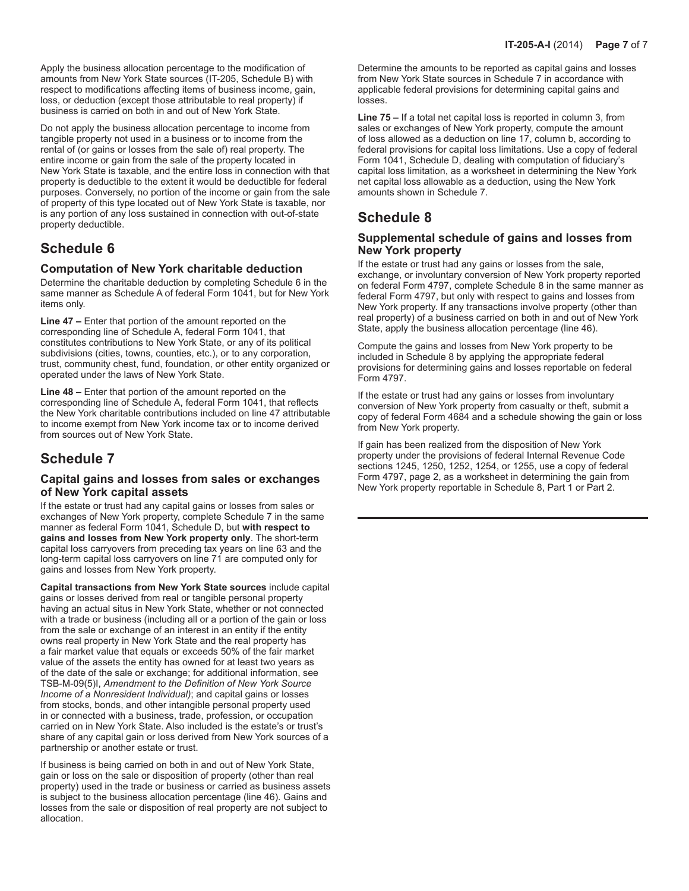Apply the business allocation percentage to the modification of amounts from New York State sources (IT-205, Schedule B) with respect to modifications affecting items of business income, gain, loss, or deduction (except those attributable to real property) if business is carried on both in and out of New York State.

Do not apply the business allocation percentage to income from tangible property not used in a business or to income from the rental of (or gains or losses from the sale of) real property. The entire income or gain from the sale of the property located in New York State is taxable, and the entire loss in connection with that property is deductible to the extent it would be deductible for federal purposes. Conversely, no portion of the income or gain from the sale of property of this type located out of New York State is taxable, nor is any portion of any loss sustained in connection with out-of-state property deductible.

## Schedule 6

### Computation of New York charitable deduction

Determine the charitable deduction by completing Schedule 6 in the same manner as Schedule A of federal Form 1041, but for New York items only.

**Line 47 –** Enter that portion of the amount reported on the corresponding line of Schedule A, federal Form 1041, that constitutes contributions to New York State, or any of its political subdivisions (cities, towns, counties, etc.), or to any corporation, trust, community chest, fund, foundation, or other entity organized or operated under the laws of New York State.

**Line 48 –** Enter that portion of the amount reported on the corresponding line of Schedule A, federal Form 1041, that reflects the New York charitable contributions included on line 47 attributable to income exempt from New York income tax or to income derived from sources out of New York State.

## Schedule 7

### Capital gains and losses from sales or exchanges of New York capital assets

If the estate or trust had any capital gains or losses from sales or exchanges of New York property, complete Schedule 7 in the same manner as federal Form 1041, Schedule D, but **with respect to gains and losses from New York property only**. The short-term capital loss carryovers from preceding tax years on line 63 and the long-term capital loss carryovers on line 71 are computed only for gains and losses from New York property.

**Capital transactions from New York State sources** include capital gains or losses derived from real or tangible personal property having an actual situs in New York State, whether or not connected with a trade or business (including all or a portion of the gain or loss from the sale or exchange of an interest in an entity if the entity owns real property in New York State and the real property has a fair market value that equals or exceeds 50% of the fair market value of the assets the entity has owned for at least two years as of the date of the sale or exchange; for additional information, see TSB-M-09(5)I, *Amendment to the Definition of New York Source Income of a Nonresident Individual)*; and capital gains or losses from stocks, bonds, and other intangible personal property used in or connected with a business, trade, profession, or occupation carried on in New York State. Also included is the estate's or trust's share of any capital gain or loss derived from New York sources of a partnership or another estate or trust.

If business is being carried on both in and out of New York State, gain or loss on the sale or disposition of property (other than real property) used in the trade or business or carried as business assets is subject to the business allocation percentage (line 46). Gains and losses from the sale or disposition of real property are not subject to allocation.

Determine the amounts to be reported as capital gains and losses from New York State sources in Schedule 7 in accordance with applicable federal provisions for determining capital gains and losses.

**Line 75 –** If a total net capital loss is reported in column 3, from sales or exchanges of New York property, compute the amount of loss allowed as a deduction on line 17, column b, according to federal provisions for capital loss limitations. Use a copy of federal Form 1041, Schedule D, dealing with computation of fiduciary's capital loss limitation, as a worksheet in determining the New York net capital loss allowable as a deduction, using the New York amounts shown in Schedule 7.

## Schedule 8

### Supplemental schedule of gains and losses from New York property

If the estate or trust had any gains or losses from the sale, exchange, or involuntary conversion of New York property reported on federal Form 4797, complete Schedule 8 in the same manner as federal Form 4797, but only with respect to gains and losses from New York property. If any transactions involve property (other than real property) of a business carried on both in and out of New York State, apply the business allocation percentage (line 46).

Compute the gains and losses from New York property to be included in Schedule 8 by applying the appropriate federal provisions for determining gains and losses reportable on federal Form 4797.

If the estate or trust had any gains or losses from involuntary conversion of New York property from casualty or theft, submit a copy of federal Form 4684 and a schedule showing the gain or loss from New York property.

If gain has been realized from the disposition of New York property under the provisions of federal Internal Revenue Code sections 1245, 1250, 1252, 1254, or 1255, use a copy of federal Form 4797, page 2, as a worksheet in determining the gain from New York property reportable in Schedule 8, Part 1 or Part 2.